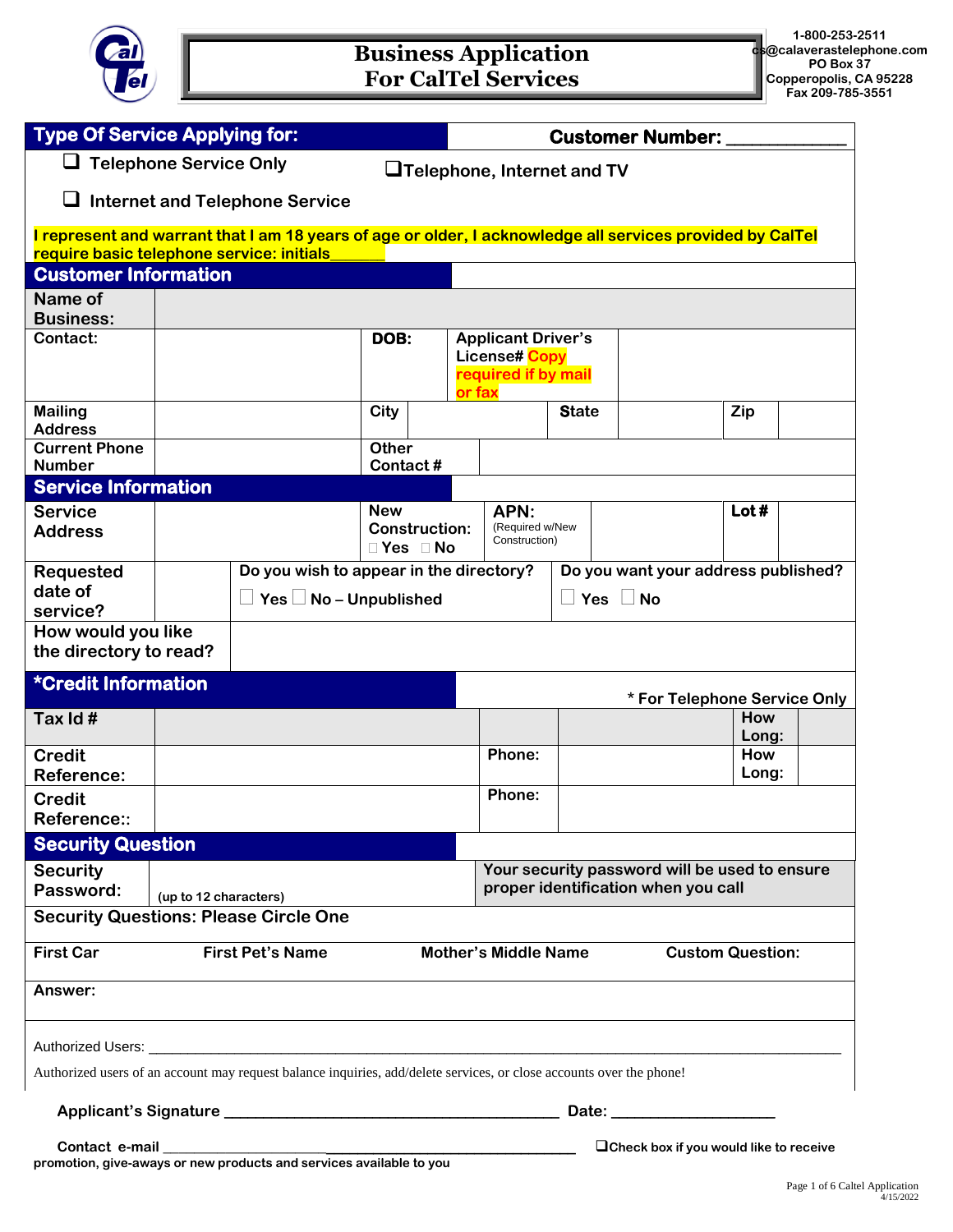# Business Application For CalTel Services

1-800-253-2511
cs@calaverastelephone.com
PO Box 37
Copperopolis, CA 95228
Fax 209-785-3551

## Type Of Service Applying for:

**Customer Number:** ___________

- ❑ Telephone Service Only
- ❑ Telephone, Internet and TV
- ❑ Internet and Telephone Service

**I represent and warrant that I am 18 years of age or older, I acknowledge all services provided by CalTel require basic telephone service: initials______**

## Customer Information

| | | | | | | | |
|---|---|---|---|---|---|---|---|
| **Name of Business:** | | | | | | | |
| **Contact:** | | **DOB:** | | **Applicant Driver's License#** Copy required if by mail or fax | | | |
| **Mailing Address** | | **City** | | **State** | | **Zip** | |
| **Current Phone Number** | | **Other Contact #** | | | | | |

## Service Information

| | | | | | | |
|---|---|---|---|---|---|---|
| **Service Address** | | **New Construction:** ☐ Yes ☐ No | **APN:** (Required w/New Construction) | | **Lot #** | |
| **Requested date of service?** | | **Do you wish to appear in the directory?** ☐ Yes ☐ No – Unpublished | | **Do you want your address published?** ☐ Yes ☐ No | | |
| **How would you like the directory to read?** | | | | | | |

## *Credit Information

\* For Telephone Service Only

| | | | | | |
|---|---|---|---|---|---|
| **Tax Id #** | | | | **How Long:** | |
| **Credit Reference:** | | **Phone:** | | **How Long:** | |
| **Credit Reference::** | | **Phone:** | | | |

## Security Question

| | | |
|---|---|---|
| **Security Password:** | (up to 12 characters) | Your security password will be used to ensure proper identification when you call |

**Security Questions: Please Circle One**

| First Car | First Pet's Name | Mother's Middle Name | Custom Question: |
|---|---|---|---|

**Answer:**

Authorized Users: ____________________________________________________________

Authorized users of an account may request balance inquiries, add/delete services, or close accounts over the phone!

**Applicant's Signature** ________________________________ **Date:** ________________

**Contact e-mail** ________________________________ ❑ **Check box if you would like to receive promotion, give-aways or new products and services available to you**

4/15/2022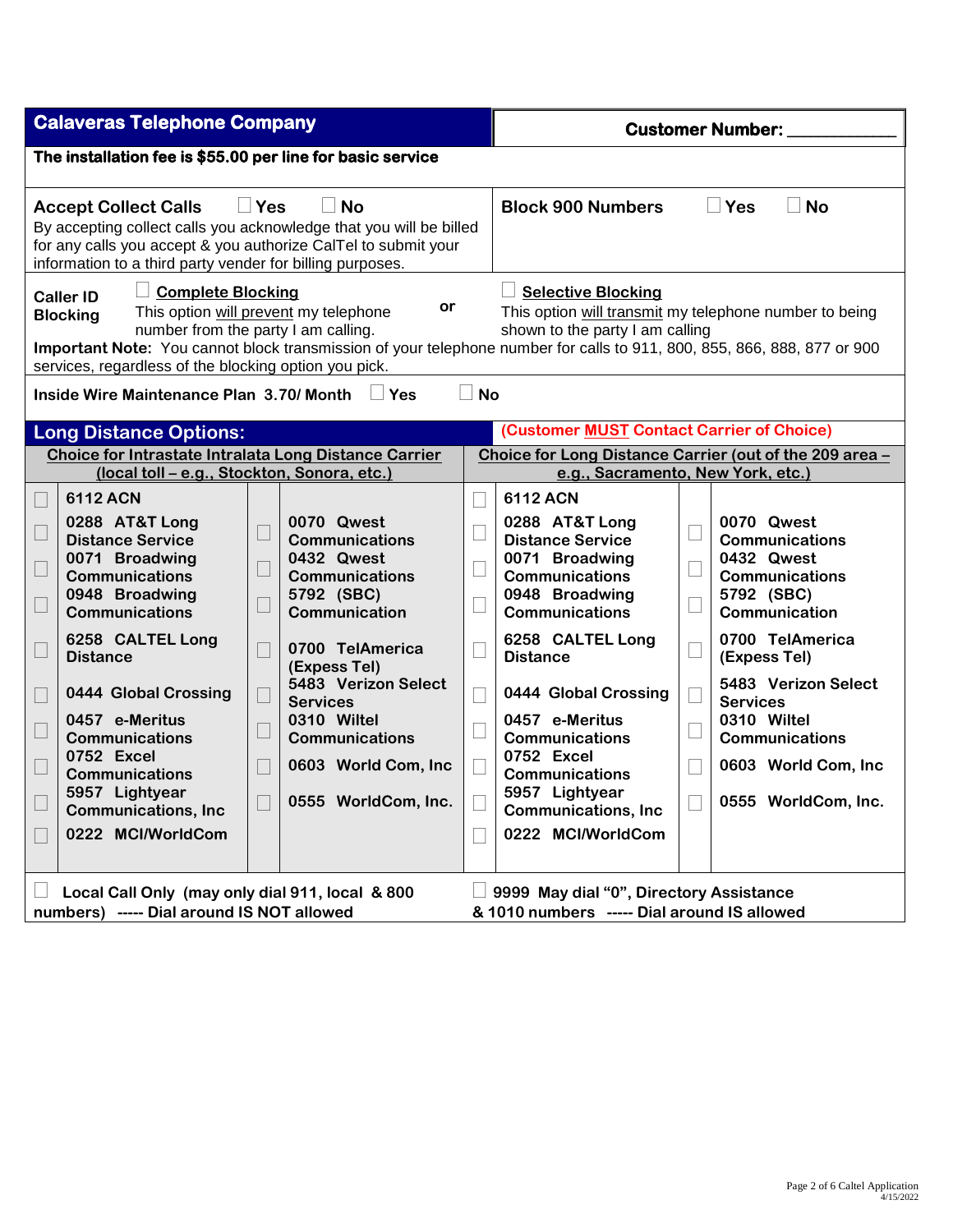## Calaveras Telephone Company

**Customer Number: ____________**

**The installation fee is $55.00 per line for basic service**

**Accept Collect Calls** ☐ Yes ☐ No
By accepting collect calls you acknowledge that you will be billed for any calls you accept & you authorize CalTel to submit your information to a third party vender for billing purposes.

**Block 900 Numbers** ☐ Yes ☐ No

**Caller ID Blocking**

☐ **Complete Blocking**
This option will prevent my telephone number from the party I am calling.

**or**

☐ **Selective Blocking**
This option will transmit my telephone number to being shown to the party I am calling

**Important Note:** You cannot block transmission of your telephone number for calls to 911, 800, 855, 866, 888, 877 or 900 services, regardless of the blocking option you pick.

**Inside Wire Maintenance Plan 3.70/ Month** ☐ Yes ☐ No

## Long Distance Options:

**(Customer MUST Contact Carrier of Choice)**

| Choice for Intrastate Intralata Long Distance Carrier (local toll – e.g., Stockton, Sonora, etc.) | | | | Choice for Long Distance Carrier (out of the 209 area – e.g., Sacramento, New York, etc.) | | | |
|---|---|---|---|---|---|---|---|
| ☐ | 6112 ACN | | | ☐ | 6112 ACN | | |
| ☐ | 0288 AT&T Long Distance Service | ☐ | 0070 Qwest Communications | ☐ | 0288 AT&T Long Distance Service | ☐ | 0070 Qwest Communications |
| ☐ | 0071 Broadwing Communications | ☐ | 0432 Qwest Communications | ☐ | 0071 Broadwing Communications | ☐ | 0432 Qwest Communications |
| ☐ | 0948 Broadwing Communications | ☐ | 5792 (SBC) Communication | ☐ | 0948 Broadwing Communications | ☐ | 5792 (SBC) Communication |
| ☐ | 6258 CALTEL Long Distance | ☐ | 0700 TelAmerica (Express Tel) | ☐ | 6258 CALTEL Long Distance | ☐ | 0700 TelAmerica (Express Tel) |
| ☐ | 0444 Global Crossing | ☐ | 5483 Verizon Select Services | ☐ | 0444 Global Crossing | ☐ | 5483 Verizon Select Services |
| ☐ | 0457 e-Meritus Communications | ☐ | 0310 Wiltel Communications | ☐ | 0457 e-Meritus Communications | ☐ | 0310 Wiltel Communications |
| ☐ | 0752 Excel Communications | ☐ | 0603 World Com, Inc | ☐ | 0752 Excel Communications | ☐ | 0603 World Com, Inc |
| ☐ | 5957 Lightyear Communications, Inc | ☐ | 0555 WorldCom, Inc. | ☐ | 5957 Lightyear Communications, Inc | ☐ | 0555 WorldCom, Inc. |
| ☐ | 0222 MCI/WorldCom | | | ☐ | 0222 MCI/WorldCom | | |

☐ **Local Call Only (may only dial 911, local & 800 numbers) ----- Dial around IS NOT allowed**

☐ **9999 May dial "0", Directory Assistance & 1010 numbers ----- Dial around IS allowed**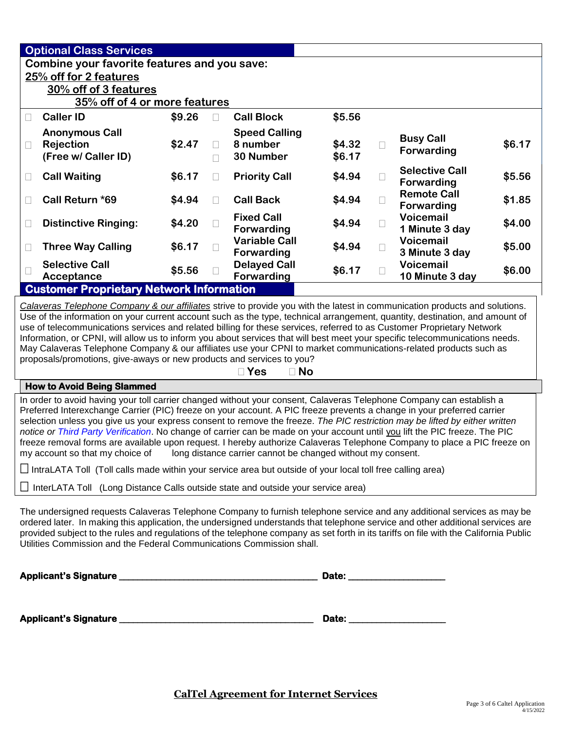## Optional Class Services

**Combine your favorite features and you save:**
**25% off for 2 features**
**30% off of 3 features**
**35% off of 4 or more features**

| | Feature | Price | | Feature | Price | | Feature | Price |
|---|---|---|---|---|---|---|---|---|
| ☐ | **Caller ID** | **$9.26** | ☐ | **Call Block** | **$5.56** | | | |
| ☐ | **Anonymous Call Rejection (Free w/ Caller ID)** | **$2.47** | ☐ ☐ | **Speed Calling 8 number 30 Number** | **$4.32 $6.17** | ☐ | **Busy Call Forwarding** | **$6.17** |
| ☐ | **Call Waiting** | **$6.17** | ☐ | **Priority Call** | **$4.94** | ☐ | **Selective Call Forwarding** | **$5.56** |
| ☐ | **Call Return *69** | **$4.94** | ☐ | **Call Back** | **$4.94** | ☐ | **Remote Call Forwarding** | **$1.85** |
| ☐ | **Distinctive Ringing:** | **$4.20** | ☐ | **Fixed Call Forwarding** | **$4.94** | ☐ | **Voicemail 1 Minute 3 day** | **$4.00** |
| ☐ | **Three Way Calling** | **$6.17** | ☐ | **Variable Call Forwarding** | **$4.94** | ☐ | **Voicemail 3 Minute 3 day** | **$5.00** |
| ☐ | **Selective Call Acceptance** | **$5.56** | ☐ | **Delayed Call Forwarding** | **$6.17** | ☐ | **Voicemail 10 Minute 3 day** | **$6.00** |

## Customer Proprietary Network Information

*Calaveras Telephone Company & our affiliates* strive to provide you with the latest in communication products and solutions. Use of the information on your current account such as the type, technical arrangement, quantity, destination, and amount of use of telecommunications services and related billing for these services, referred to as Customer Proprietary Network Information, or CPNI, will allow us to inform you about services that will best meet your specific telecommunications needs. May Calaveras Telephone Company & our affiliates use your CPNI to market communications-related products such as proposals/promotions, give-aways or new products and services to you?

☐ **Yes** ☐ **No**

### How to Avoid Being Slammed

In order to avoid having your toll carrier changed without your consent, Calaveras Telephone Company can establish a Preferred Interexchange Carrier (PIC) freeze on your account. A PIC freeze prevents a change in your preferred carrier selection unless you give us your express consent to remove the freeze. *The PIC restriction may be lifted by either written notice or Third Party Verification*. No change of carrier can be made on your account until you lift the PIC freeze. The PIC freeze removal forms are available upon request. I hereby authorize Calaveras Telephone Company to place a PIC freeze on my account so that my choice of long distance carrier cannot be changed without my consent.

☐ IntraLATA Toll (Toll calls made within your service area but outside of your local toll free calling area)

☐ InterLATA Toll (Long Distance Calls outside state and outside your service area)

The undersigned requests Calaveras Telephone Company to furnish telephone service and any additional services as may be ordered later. In making this application, the undersigned understands that telephone service and other additional services are provided subject to the rules and regulations of the telephone company as set forth in its tariffs on file with the California Public Utilities Commission and the Federal Communications Commission shall.

**Applicant's Signature** ______________________________ **Date:** ______________

**Applicant's Signature** ______________________________ **Date:** ______________

## CalTel Agreement for Internet Services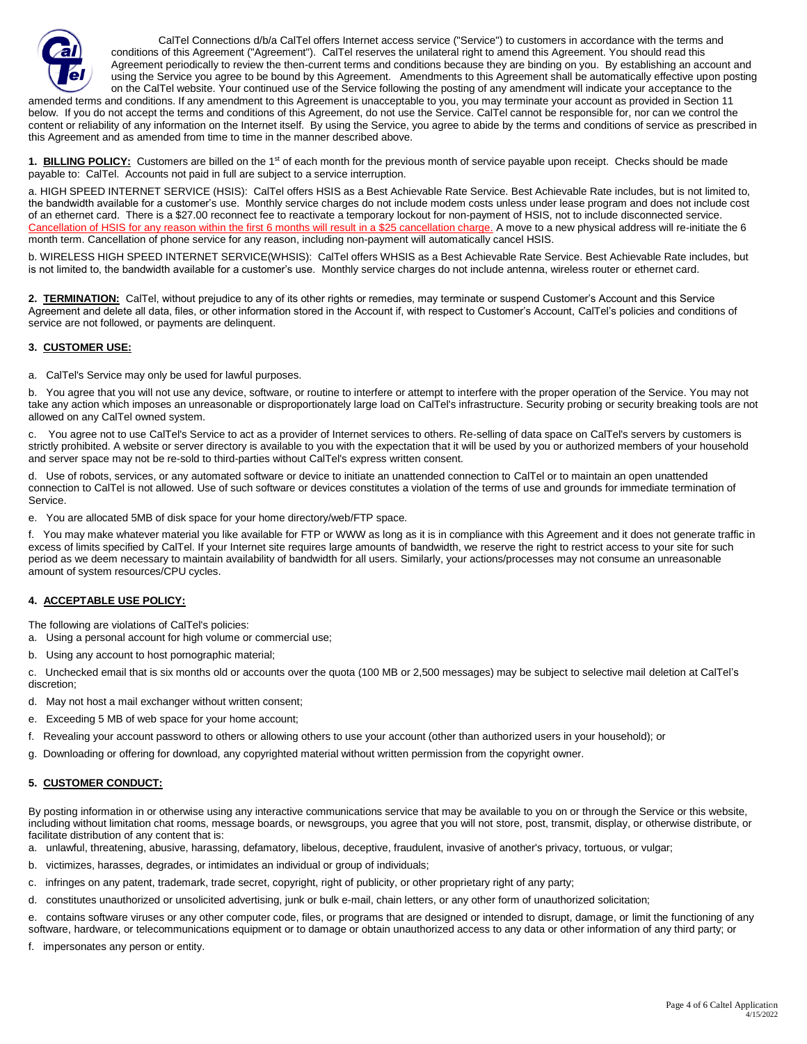CalTel Connections d/b/a CalTel offers Internet access service ("Service") to customers in accordance with the terms and conditions of this Agreement ("Agreement"). CalTel reserves the unilateral right to amend this Agreement. You should read this Agreement periodically to review the then-current terms and conditions because they are binding on you. By establishing an account and using the Service you agree to be bound by this Agreement. Amendments to this Agreement shall be automatically effective upon posting on the CalTel website. Your continued use of the Service following the posting of any amendment will indicate your acceptance to the amended terms and conditions. If any amendment to this Agreement is unacceptable to you, you may terminate your account as provided in Section 11 below. If you do not accept the terms and conditions of this Agreement, do not use the Service. CalTel cannot be responsible for, nor can we control the content or reliability of any information on the Internet itself. By using the Service, you agree to abide by the terms and conditions of service as prescribed in this Agreement and as amended from time to time in the manner described above.

**1. BILLING POLICY:** Customers are billed on the 1st of each month for the previous month of service payable upon receipt. Checks should be made payable to: CalTel. Accounts not paid in full are subject to a service interruption.

a. HIGH SPEED INTERNET SERVICE (HSIS): CalTel offers HSIS as a Best Achievable Rate Service. Best Achievable Rate includes, but is not limited to, the bandwidth available for a customer's use. Monthly service charges do not include modem costs unless under lease program and does not include cost of an ethernet card. There is a $27.00 reconnect fee to reactivate a temporary lockout for non-payment of HSIS, not to include disconnected service. Cancellation of HSIS for any reason within the first 6 months will result in a $25 cancellation charge. A move to a new physical address will re-initiate the 6 month term. Cancellation of phone service for any reason, including non-payment will automatically cancel HSIS.

b. WIRELESS HIGH SPEED INTERNET SERVICE(WHSIS): CalTel offers WHSIS as a Best Achievable Rate Service. Best Achievable Rate includes, but is not limited to, the bandwidth available for a customer's use. Monthly service charges do not include antenna, wireless router or ethernet card.

**2. TERMINATION:** CalTel, without prejudice to any of its other rights or remedies, may terminate or suspend Customer's Account and this Service Agreement and delete all data, files, or other information stored in the Account if, with respect to Customer's Account, CalTel's policies and conditions of service are not followed, or payments are delinquent.

**3. CUSTOMER USE:**

a. CalTel's Service may only be used for lawful purposes.

b. You agree that you will not use any device, software, or routine to interfere or attempt to interfere with the proper operation of the Service. You may not take any action which imposes an unreasonable or disproportionately large load on CalTel's infrastructure. Security probing or security breaking tools are not allowed on any CalTel owned system.

c. You agree not to use CalTel's Service to act as a provider of Internet services to others. Re-selling of data space on CalTel's servers by customers is strictly prohibited. A website or server directory is available to you with the expectation that it will be used by you or authorized members of your household and server space may not be re-sold to third-parties without CalTel's express written consent.

d. Use of robots, services, or any automated software or device to initiate an unattended connection to CalTel or to maintain an open unattended connection to CalTel is not allowed. Use of such software or devices constitutes a violation of the terms of use and grounds for immediate termination of Service.

e. You are allocated 5MB of disk space for your home directory/web/FTP space.

f. You may make whatever material you like available for FTP or WWW as long as it is in compliance with this Agreement and it does not generate traffic in excess of limits specified by CalTel. If your Internet site requires large amounts of bandwidth, we reserve the right to restrict access to your site for such period as we deem necessary to maintain availability of bandwidth for all users. Similarly, your actions/processes may not consume an unreasonable amount of system resources/CPU cycles.

**4. ACCEPTABLE USE POLICY:**

The following are violations of CalTel's policies:

a. Using a personal account for high volume or commercial use;

b. Using any account to host pornographic material;

c. Unchecked email that is six months old or accounts over the quota (100 MB or 2,500 messages) may be subject to selective mail deletion at CalTel's discretion;

d. May not host a mail exchanger without written consent;

e. Exceeding 5 MB of web space for your home account;

f. Revealing your account password to others or allowing others to use your account (other than authorized users in your household); or

g. Downloading or offering for download, any copyrighted material without written permission from the copyright owner.

**5. CUSTOMER CONDUCT:**

By posting information in or otherwise using any interactive communications service that may be available to you on or through the Service or this website, including without limitation chat rooms, message boards, or newsgroups, you agree that you will not store, post, transmit, display, or otherwise distribute, or facilitate distribution of any content that is:

a. unlawful, threatening, abusive, harassing, defamatory, libelous, deceptive, fraudulent, invasive of another's privacy, tortuous, or vulgar;

b. victimizes, harasses, degrades, or intimidates an individual or group of individuals;

c. infringes on any patent, trademark, trade secret, copyright, right of publicity, or other proprietary right of any party;

d. constitutes unauthorized or unsolicited advertising, junk or bulk e-mail, chain letters, or any other form of unauthorized solicitation;

e. contains software viruses or any other computer code, files, or programs that are designed or intended to disrupt, damage, or limit the functioning of any software, hardware, or telecommunications equipment or to damage or obtain unauthorized access to any data or other information of any third party; or

f. impersonates any person or entity.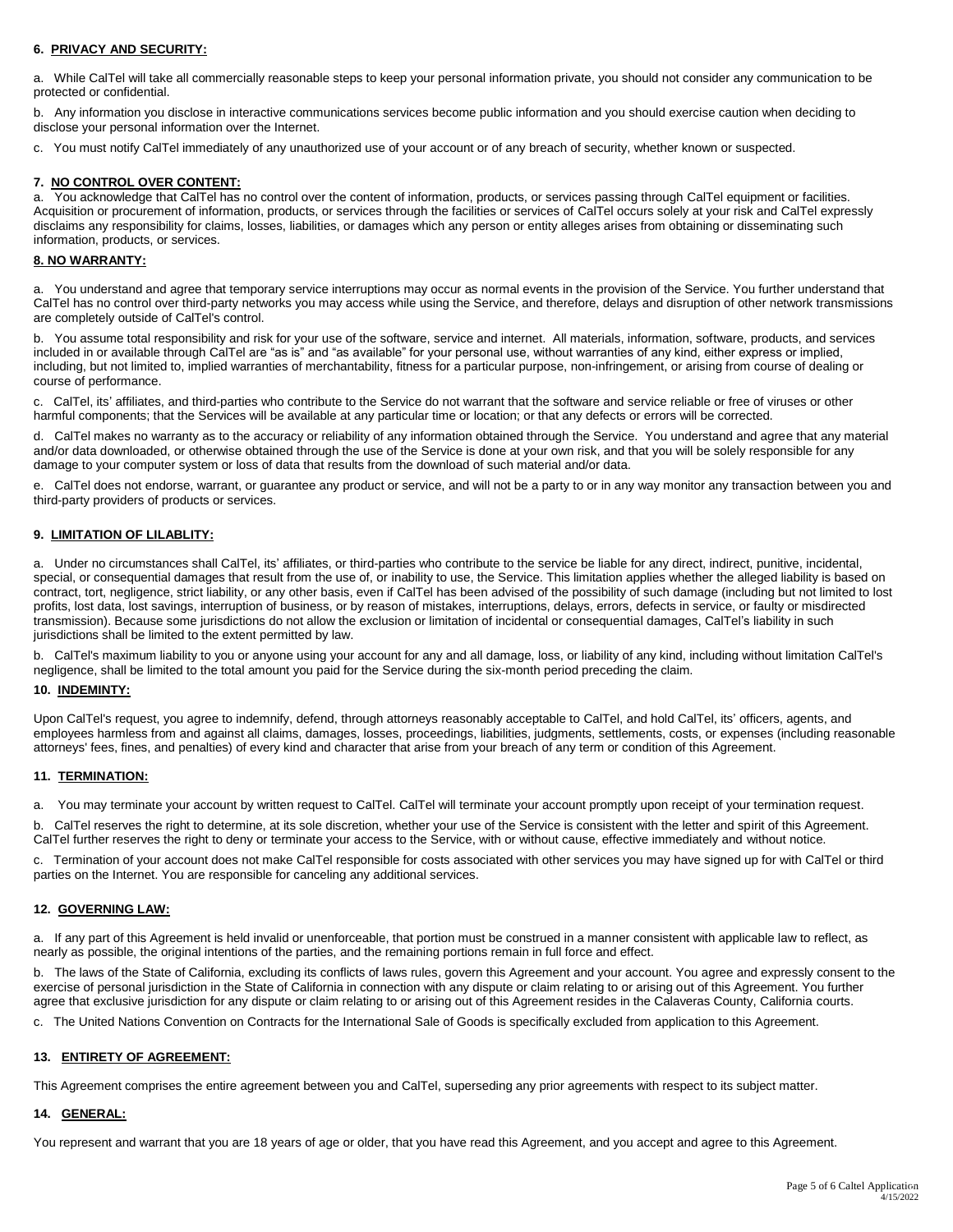**6. PRIVACY AND SECURITY:**

a. While CalTel will take all commercially reasonable steps to keep your personal information private, you should not consider any communication to be protected or confidential.

b. Any information you disclose in interactive communications services become public information and you should exercise caution when deciding to disclose your personal information over the Internet.

c. You must notify CalTel immediately of any unauthorized use of your account or of any breach of security, whether known or suspected.

**7. NO CONTROL OVER CONTENT:**

a. You acknowledge that CalTel has no control over the content of information, products, or services passing through CalTel equipment or facilities. Acquisition or procurement of information, products, or services through the facilities or services of CalTel occurs solely at your risk and CalTel expressly disclaims any responsibility for claims, losses, liabilities, or damages which any person or entity alleges arises from obtaining or disseminating such information, products, or services.

**8. NO WARRANTY:**

a. You understand and agree that temporary service interruptions may occur as normal events in the provision of the Service. You further understand that CalTel has no control over third-party networks you may access while using the Service, and therefore, delays and disruption of other network transmissions are completely outside of CalTel's control.

b. You assume total responsibility and risk for your use of the software, service and internet. All materials, information, software, products, and services included in or available through CalTel are "as is" and "as available" for your personal use, without warranties of any kind, either express or implied, including, but not limited to, implied warranties of merchantability, fitness for a particular purpose, non-infringement, or arising from course of dealing or course of performance.

c. CalTel, its' affiliates, and third-parties who contribute to the Service do not warrant that the software and service reliable or free of viruses or other harmful components; that the Services will be available at any particular time or location; or that any defects or errors will be corrected.

d. CalTel makes no warranty as to the accuracy or reliability of any information obtained through the Service. You understand and agree that any material and/or data downloaded, or otherwise obtained through the use of the Service is done at your own risk, and that you will be solely responsible for any damage to your computer system or loss of data that results from the download of such material and/or data.

e. CalTel does not endorse, warrant, or guarantee any product or service, and will not be a party to or in any way monitor any transaction between you and third-party providers of products or services.

**9. LIMITATION OF LILABLITY:**

a. Under no circumstances shall CalTel, its' affiliates, or third-parties who contribute to the service be liable for any direct, indirect, punitive, incidental, special, or consequential damages that result from the use of, or inability to use, the Service. This limitation applies whether the alleged liability is based on contract, tort, negligence, strict liability, or any other basis, even if CalTel has been advised of the possibility of such damage (including but not limited to lost profits, lost data, lost savings, interruption of business, or by reason of mistakes, interruptions, delays, errors, defects in service, or faulty or misdirected transmission). Because some jurisdictions do not allow the exclusion or limitation of incidental or consequential damages, CalTel's liability in such jurisdictions shall be limited to the extent permitted by law.

b. CalTel's maximum liability to you or anyone using your account for any and all damage, loss, or liability of any kind, including without limitation CalTel's negligence, shall be limited to the total amount you paid for the Service during the six-month period preceding the claim.

**10. INDEMINTY:**

Upon CalTel's request, you agree to indemnify, defend, through attorneys reasonably acceptable to CalTel, and hold CalTel, its' officers, agents, and employees harmless from and against all claims, damages, losses, proceedings, liabilities, judgments, settlements, costs, or expenses (including reasonable attorneys' fees, fines, and penalties) of every kind and character that arise from your breach of any term or condition of this Agreement.

**11. TERMINATION:**

a. You may terminate your account by written request to CalTel. CalTel will terminate your account promptly upon receipt of your termination request.

b. CalTel reserves the right to determine, at its sole discretion, whether your use of the Service is consistent with the letter and spirit of this Agreement. CalTel further reserves the right to deny or terminate your access to the Service, with or without cause, effective immediately and without notice.

c. Termination of your account does not make CalTel responsible for costs associated with other services you may have signed up for with CalTel or third parties on the Internet. You are responsible for canceling any additional services.

**12. GOVERNING LAW:**

a. If any part of this Agreement is held invalid or unenforceable, that portion must be construed in a manner consistent with applicable law to reflect, as nearly as possible, the original intentions of the parties, and the remaining portions remain in full force and effect.

b. The laws of the State of California, excluding its conflicts of laws rules, govern this Agreement and your account. You agree and expressly consent to the exercise of personal jurisdiction in the State of California in connection with any dispute or claim relating to or arising out of this Agreement. You further agree that exclusive jurisdiction for any dispute or claim relating to or arising out of this Agreement resides in the Calaveras County, California courts.

c. The United Nations Convention on Contracts for the International Sale of Goods is specifically excluded from application to this Agreement.

**13. ENTIRETY OF AGREEMENT:**

This Agreement comprises the entire agreement between you and CalTel, superseding any prior agreements with respect to its subject matter.

**14. GENERAL:**

You represent and warrant that you are 18 years of age or older, that you have read this Agreement, and you accept and agree to this Agreement.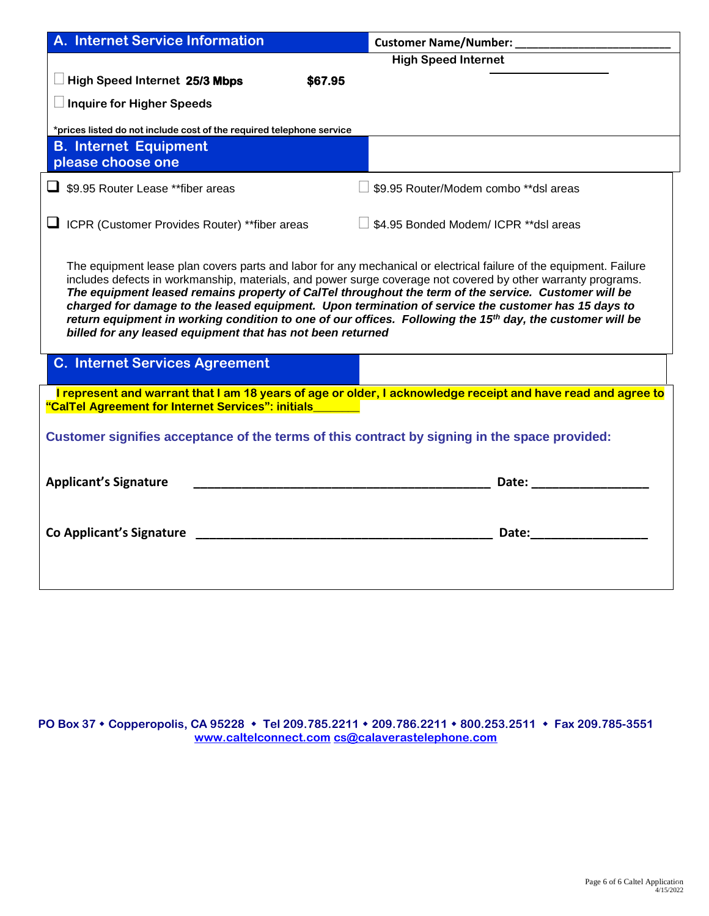## A. Internet Service Information

**Customer Name/Number: \_\_\_\_\_\_\_\_\_\_\_\_\_\_\_\_\_\_\_\_\_\_\_\_**

**High Speed Internet** \_\_\_\_\_\_\_\_\_\_\_\_\_\_\_\_\_\_

- ☐ **High Speed Internet 25/3 Mbps** **$67.95**
- ☐ **Inquire for Higher Speeds**

**\*prices listed do not include cost of the required telephone service**

## B. Internet Equipment please choose one

- ☐ $9.95 Router Lease \*\*fiber areas
- ☐ $9.95 Router/Modem combo \*\*dsl areas
- ☐ ICPR (Customer Provides Router) \*\*fiber areas
- ☐ $4.95 Bonded Modem/ ICPR \*\*dsl areas

The equipment lease plan covers parts and labor for any mechanical or electrical failure of the equipment. Failure includes defects in workmanship, materials, and power surge coverage not covered by other warranty programs. ***The equipment leased remains property of CalTel throughout the term of the service. Customer will be charged for damage to the leased equipment. Upon termination of service the customer has 15 days to return equipment in working condition to one of our offices. Following the 15th day, the customer will be billed for any leased equipment that has not been returned***

## C. Internet Services Agreement

**I represent and warrant that I am 18 years of age or older, I acknowledge receipt and have read and agree to "CalTel Agreement for Internet Services": initials\_\_\_\_\_\_\_**

**Customer signifies acceptance of the terms of this contract by signing in the space provided:**

**Applicant's Signature** \_\_\_\_\_\_\_\_\_\_\_\_\_\_\_\_\_\_\_\_\_\_\_\_\_\_\_\_\_\_\_\_\_\_\_\_\_\_\_\_\_\_\_\_ **Date:** \_\_\_\_\_\_\_\_\_\_\_\_\_\_\_\_\_

**Co Applicant's Signature** \_\_\_\_\_\_\_\_\_\_\_\_\_\_\_\_\_\_\_\_\_\_\_\_\_\_\_\_\_\_\_\_\_\_\_\_\_\_\_\_\_\_\_\_ **Date:**\_\_\_\_\_\_\_\_\_\_\_\_\_\_\_\_\_

**PO Box 37 • Copperopolis, CA 95228 • Tel 209.785.2211 • 209.786.2211 • 800.253.2511 • Fax 209.785-3551**
**www.caltelconnect.com cs@calaverastelephone.com**